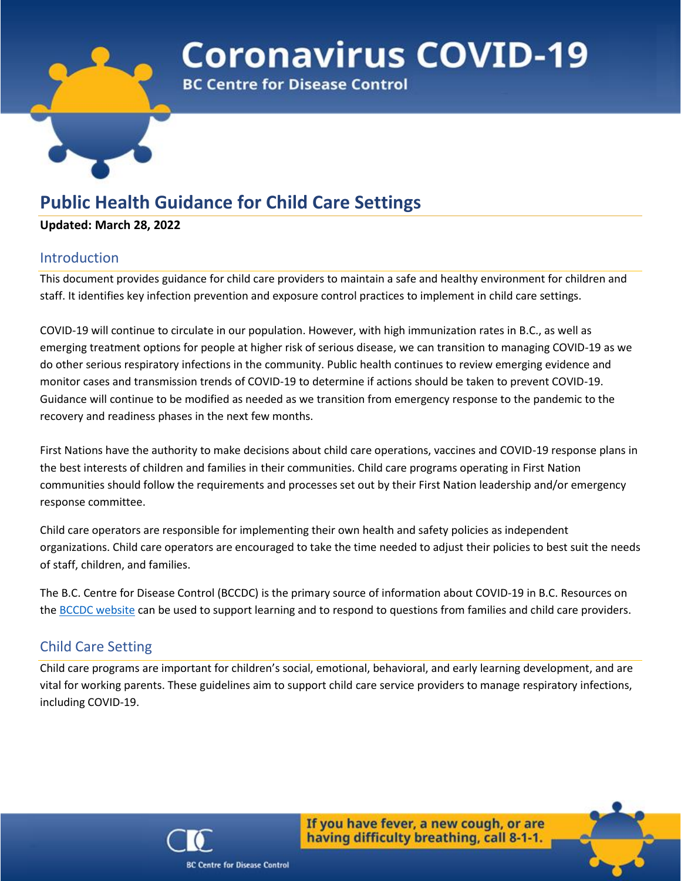# Coronavirus COVID-19

**BC Centre for Disease Control**

## Public Health Guidance for Child Care Settings

**Updated: March 28, 2022**

### Introduction

This document provides guidance for child care providers to maintain a safe and healthy environment for children and staff. It identifies key infection prevention and exposure control practices to implement in child care settings.

COVID-19 will continue to circulate in our population. However, with high immunization rates in B.C., as well as emerging treatment options for people at higher risk of serious disease, we can transition to managing COVID-19 as we do other serious respiratory infections in the community. Public health continues to review emerging evidence and monitor cases and transmission trends of COVID-19 to determine if actions should be taken to prevent COVID-19. Guidance will continue to be modified as needed as we transition from emergency response to the pandemic to the recovery and readiness phases in the next few months.

First Nations have the authority to make decisions about child care operations, vaccines and COVID-19 response plans in the best interests of children and families in their communities. Child care programs operating in First Nation communities should follow the requirements and processes set out by their First Nation leadership and/or emergency response committee.

Child care operators are responsible for implementing their own health and safety policies as independent organizations. Child care operators are encouraged to take the time needed to adjust their policies to best suit the needs of staff, children, and families.

The B.C. Centre for Disease Control (BCCDC) is the primary source of information about COVID-19 in B.C. Resources on the BCCDC website can be used to support learning and to respond to questions from families and child care providers.

### Child Care Setting

Child care programs are important for children's social, emotional, behavioral, and early learning development, and are vital for working parents. These guidelines aim to support child care service providers to manage respiratory infections, including COVID-19.

If you have fever, a new cough, or are having difficulty breathing, call 8-1-1.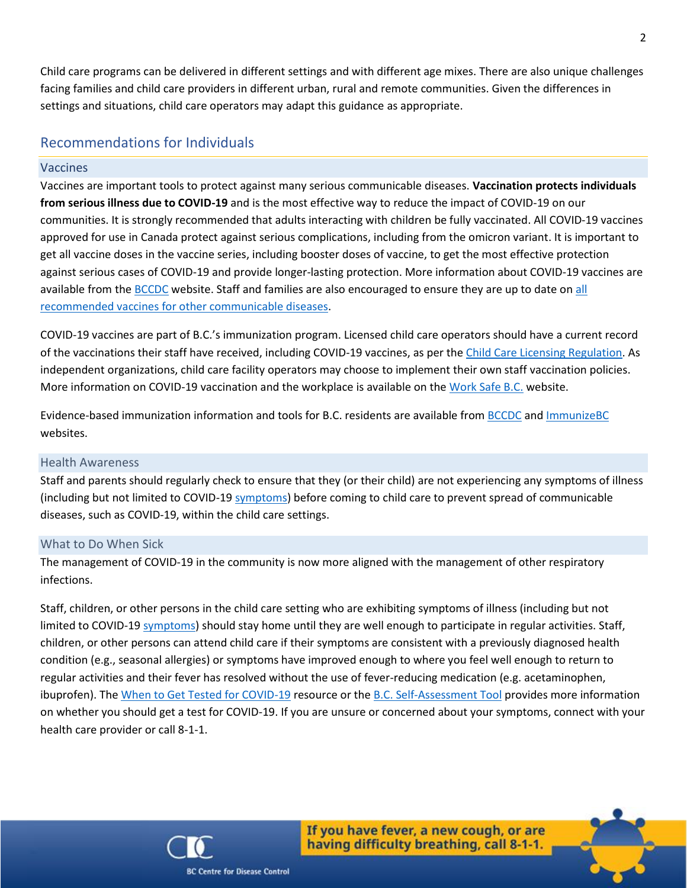Child care programs can be delivered in different settings and with different age mixes. There are also unique challenges facing families and child care providers in different urban, rural and remote communities. Given the differences in settings and situations, child care operators may adapt this guidance as appropriate.

## Recommendations for Individuals

### Vaccines

Vaccines are important tools to protect against many serious communicable diseases. **Vaccination protects individuals from serious illness due to COVID-19** and is the most effective way to reduce the impact of COVID-19 on our communities. It is strongly recommended that adults interacting with children be fully vaccinated. All COVID-19 vaccines approved for use in Canada protect against serious complications, including from the omicron variant. It is important to get all vaccine doses in the vaccine series, including booster doses of vaccine, to get the most effective protection against serious cases of COVID-19 and provide longer-lasting protection. More information about COVID-19 vaccines are available from the BCCDC website. Staff and families are also encouraged to ensure they are up to date on all recommended vaccines for other communicable diseases.

COVID-19 vaccines are part of B.C.'s immunization program. Licensed child care operators should have a current record of the vaccinations their staff have received, including COVID-19 vaccines, as per the Child Care Licensing Regulation. As independent organizations, child care facility operators may choose to implement their own staff vaccination policies. More information on COVID-19 vaccination and the workplace is available on the Work Safe B.C. website.

Evidence-based immunization information and tools for B.C. residents are available from BCCDC and ImmunizeBC websites.

### Health Awareness

Staff and parents should regularly check to ensure that they (or their child) are not experiencing any symptoms of illness (including but not limited to COVID-19 symptoms) before coming to child care to prevent spread of communicable diseases, such as COVID-19, within the child care settings.

### What to Do When Sick

The management of COVID-19 in the community is now more aligned with the management of other respiratory infections.

Staff, children, or other persons in the child care setting who are exhibiting symptoms of illness (including but not limited to COVID-19 symptoms) should stay home until they are well enough to participate in regular activities. Staff, children, or other persons can attend child care if their symptoms are consistent with a previously diagnosed health condition (e.g., seasonal allergies) or symptoms have improved enough to where you feel well enough to return to regular activities and their fever has resolved without the use of fever-reducing medication (e.g. acetaminophen, ibuprofen). The When to Get Tested for COVID-19 resource or the B.C. Self-Assessment Tool provides more information on whether you should get a test for COVID-19. If you are unsure or concerned about your symptoms, connect with your health care provider or call 8-1-1.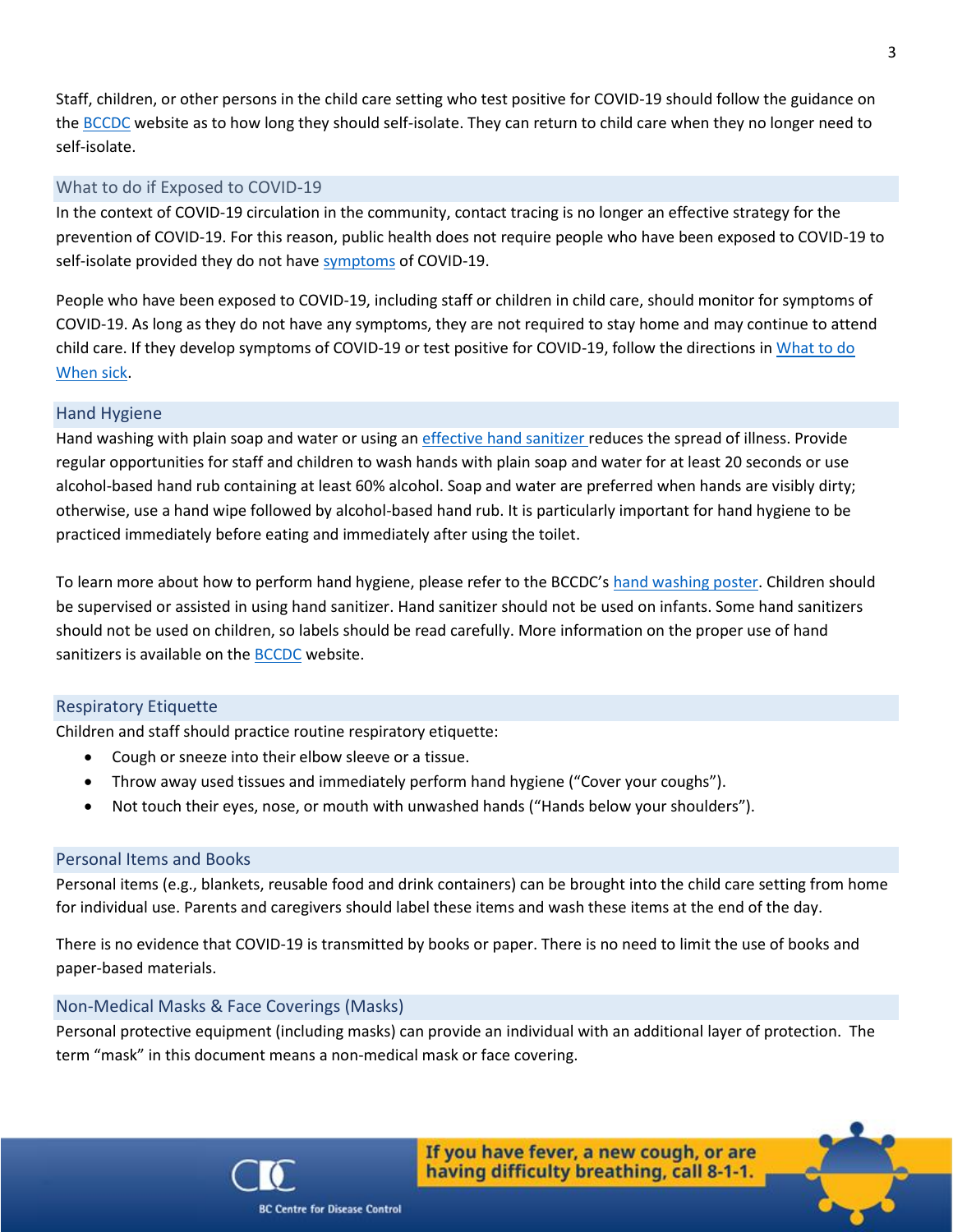Staff, children, or other persons in the child care setting who test positive for COVID-19 should follow the guidance on the BCCDC website as to how long they should self-isolate. They can return to child care when they no longer need to self-isolate.

## What to do if Exposed to COVID-19

In the context of COVID-19 circulation in the community, contact tracing is no longer an effective strategy for the prevention of COVID-19. For this reason, public health does not require people who have been exposed to COVID-19 to self-isolate provided they do not have symptoms of COVID-19.

People who have been exposed to COVID-19, including staff or children in child care, should monitor for symptoms of COVID-19. As long as they do not have any symptoms, they are not required to stay home and may continue to attend child care. If they develop symptoms of COVID-19 or test positive for COVID-19, follow the directions in What to do When sick.

## Hand Hygiene

Hand washing with plain soap and water or using an effective hand sanitizer reduces the spread of illness. Provide regular opportunities for staff and children to wash hands with plain soap and water for at least 20 seconds or use alcohol-based hand rub containing at least 60% alcohol. Soap and water are preferred when hands are visibly dirty; otherwise, use a hand wipe followed by alcohol-based hand rub. It is particularly important for hand hygiene to be practiced immediately before eating and immediately after using the toilet.

To learn more about how to perform hand hygiene, please refer to the BCCDC's hand washing poster. Children should be supervised or assisted in using hand sanitizer. Hand sanitizer should not be used on infants. Some hand sanitizers should not be used on children, so labels should be read carefully. More information on the proper use of hand sanitizers is available on the BCCDC website.

## Respiratory Etiquette

Children and staff should practice routine respiratory etiquette:

- Cough or sneeze into their elbow sleeve or a tissue.
- Throw away used tissues and immediately perform hand hygiene ("Cover your coughs").
- Not touch their eyes, nose, or mouth with unwashed hands ("Hands below your shoulders").

## Personal Items and Books

Personal items (e.g., blankets, reusable food and drink containers) can be brought into the child care setting from home for individual use. Parents and caregivers should label these items and wash these items at the end of the day.

There is no evidence that COVID-19 is transmitted by books or paper. There is no need to limit the use of books and paper-based materials.

## Non-Medical Masks & Face Coverings (Masks)

Personal protective equipment (including masks) can provide an individual with an additional layer of protection. The term "mask" in this document means a non-medical mask or face covering.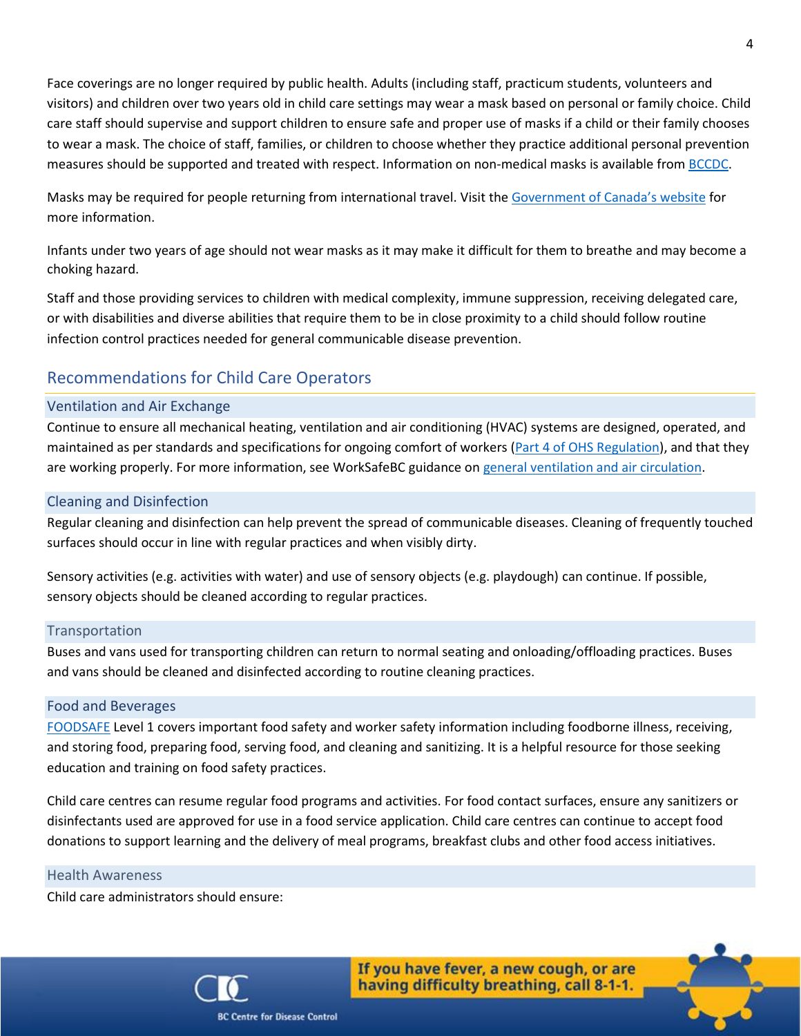Face coverings are no longer required by public health. Adults (including staff, practicum students, volunteers and visitors) and children over two years old in child care settings may wear a mask based on personal or family choice. Child care staff should supervise and support children to ensure safe and proper use of masks if a child or their family chooses to wear a mask. The choice of staff, families, or children to choose whether they practice additional personal prevention measures should be supported and treated with respect. Information on non-medical masks is available from BCCDC.

Masks may be required for people returning from international travel. Visit the Government of Canada's website for more information.

Infants under two years of age should not wear masks as it may make it difficult for them to breathe and may become a choking hazard.

Staff and those providing services to children with medical complexity, immune suppression, receiving delegated care, or with disabilities and diverse abilities that require them to be in close proximity to a child should follow routine infection control practices needed for general communicable disease prevention.

## Recommendations for Child Care Operators

### Ventilation and Air Exchange

Continue to ensure all mechanical heating, ventilation and air conditioning (HVAC) systems are designed, operated, and maintained as per standards and specifications for ongoing comfort of workers (Part 4 of OHS Regulation), and that they are working properly. For more information, see WorkSafeBC guidance on general ventilation and air circulation.

### Cleaning and Disinfection

Regular cleaning and disinfection can help prevent the spread of communicable diseases. Cleaning of frequently touched surfaces should occur in line with regular practices and when visibly dirty.

Sensory activities (e.g. activities with water) and use of sensory objects (e.g. playdough) can continue. If possible, sensory objects should be cleaned according to regular practices.

### Transportation

Buses and vans used for transporting children can return to normal seating and onloading/offloading practices. Buses and vans should be cleaned and disinfected according to routine cleaning practices.

### Food and Beverages

FOODSAFE Level 1 covers important food safety and worker safety information including foodborne illness, receiving, and storing food, preparing food, serving food, and cleaning and sanitizing. It is a helpful resource for those seeking education and training on food safety practices.

Child care centres can resume regular food programs and activities. For food contact surfaces, ensure any sanitizers or disinfectants used are approved for use in a food service application. Child care centres can continue to accept food donations to support learning and the delivery of meal programs, breakfast clubs and other food access initiatives.

### Health Awareness

Child care administrators should ensure: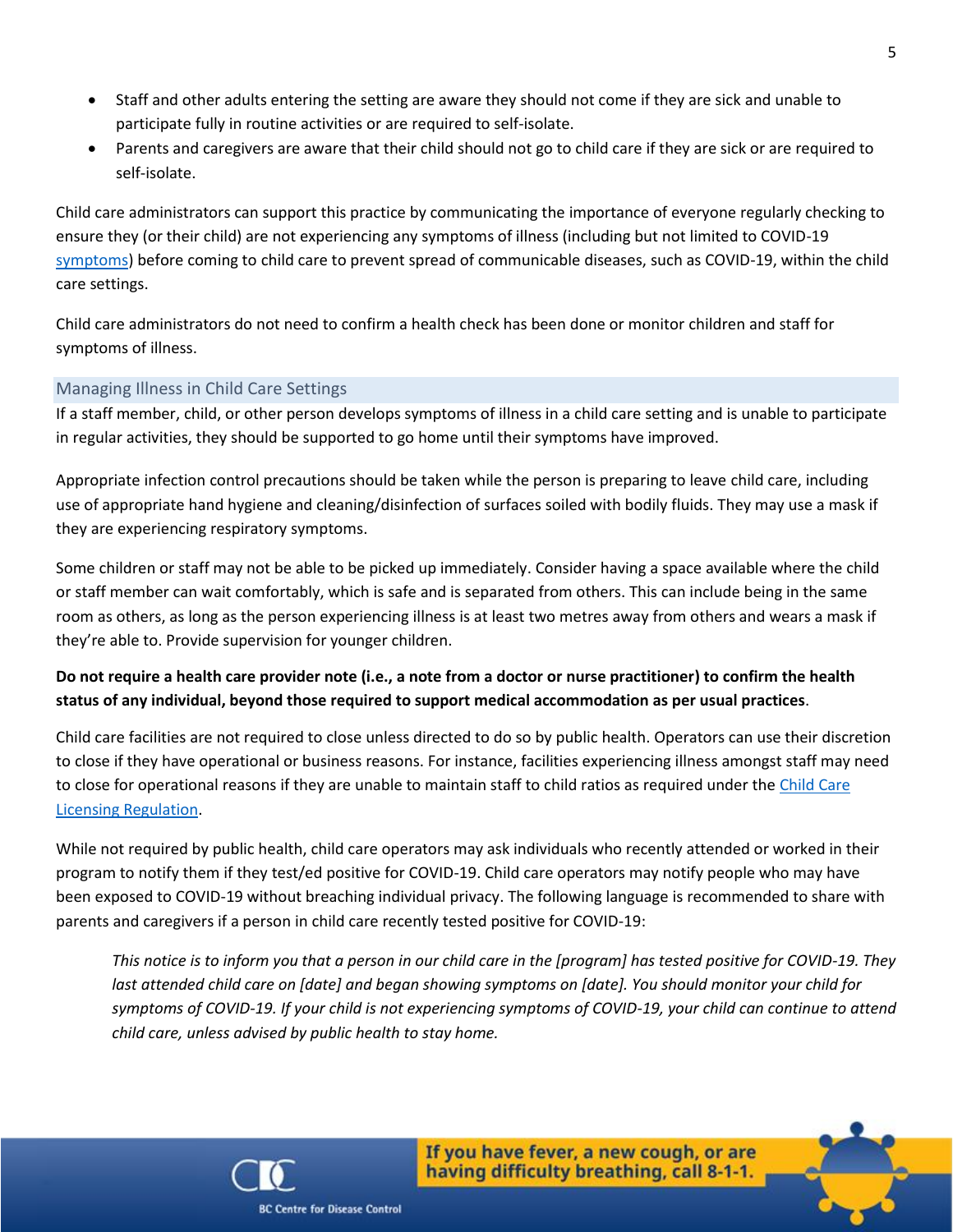- Staff and other adults entering the setting are aware they should not come if they are sick and unable to participate fully in routine activities or are required to self-isolate.
- Parents and caregivers are aware that their child should not go to child care if they are sick or are required to self-isolate.

Child care administrators can support this practice by communicating the importance of everyone regularly checking to ensure they (or their child) are not experiencing any symptoms of illness (including but not limited to COVID-19 symptoms) before coming to child care to prevent spread of communicable diseases, such as COVID-19, within the child care settings.

Child care administrators do not need to confirm a health check has been done or monitor children and staff for symptoms of illness.

## Managing Illness in Child Care Settings

If a staff member, child, or other person develops symptoms of illness in a child care setting and is unable to participate in regular activities, they should be supported to go home until their symptoms have improved.

Appropriate infection control precautions should be taken while the person is preparing to leave child care, including use of appropriate hand hygiene and cleaning/disinfection of surfaces soiled with bodily fluids. They may use a mask if they are experiencing respiratory symptoms.

Some children or staff may not be able to be picked up immediately. Consider having a space available where the child or staff member can wait comfortably, which is safe and is separated from others. This can include being in the same room as others, as long as the person experiencing illness is at least two metres away from others and wears a mask if they're able to. Provide supervision for younger children.

**Do not require a health care provider note (i.e., a note from a doctor or nurse practitioner) to confirm the health status of any individual, beyond those required to support medical accommodation as per usual practices**.

Child care facilities are not required to close unless directed to do so by public health. Operators can use their discretion to close if they have operational or business reasons. For instance, facilities experiencing illness amongst staff may need to close for operational reasons if they are unable to maintain staff to child ratios as required under the Child Care Licensing Regulation.

While not required by public health, child care operators may ask individuals who recently attended or worked in their program to notify them if they test/ed positive for COVID-19. Child care operators may notify people who may have been exposed to COVID-19 without breaching individual privacy. The following language is recommended to share with parents and caregivers if a person in child care recently tested positive for COVID-19:

> *This notice is to inform you that a person in our child care in the [program] has tested positive for COVID-19. They last attended child care on [date] and began showing symptoms on [date]. You should monitor your child for symptoms of COVID-19. If your child is not experiencing symptoms of COVID-19, your child can continue to attend child care, unless advised by public health to stay home.*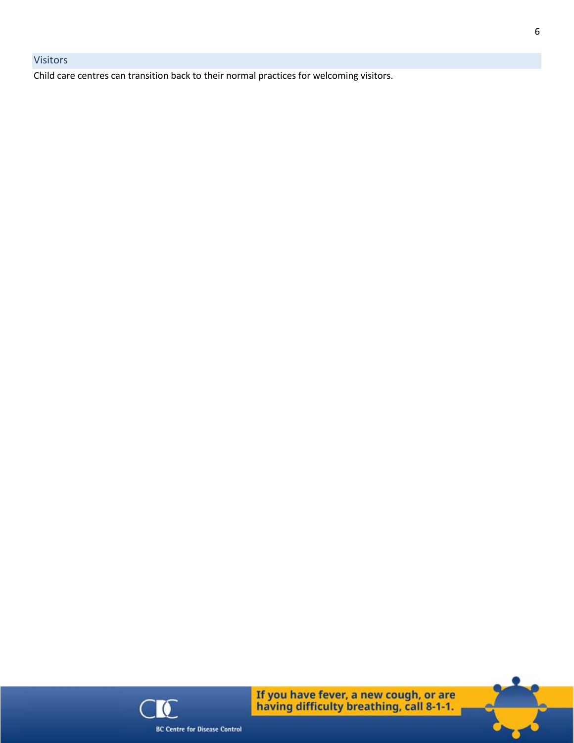## Visitors

Child care centres can transition back to their normal practices for welcoming visitors.